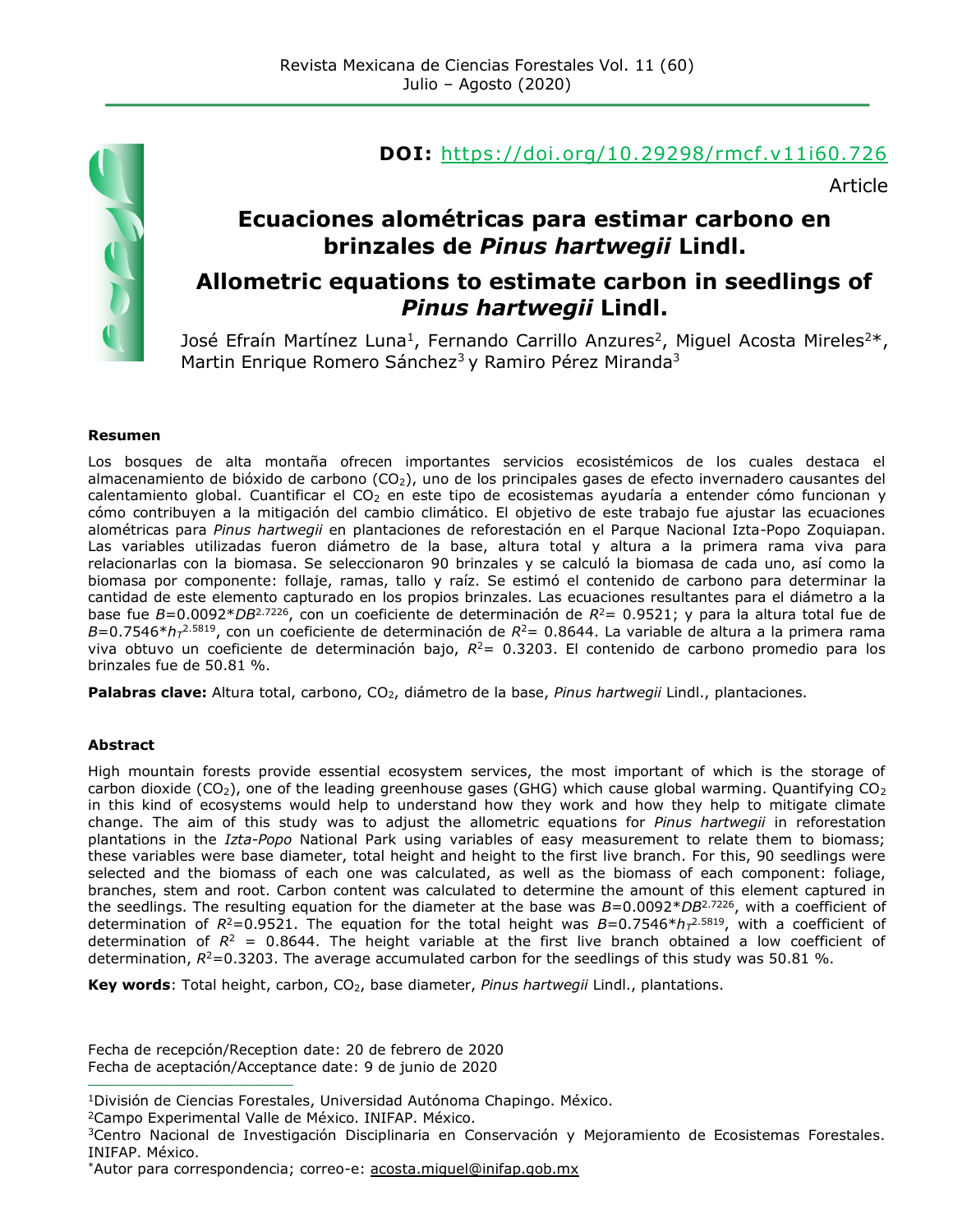**DOI:** [https://doi.org/10.29298/rmcf.v11i60.726](https://doi.org/10.29298/rmcf.v11i60.726)

Article

# Ecuaciones alométricas para estimar carbono en brinzales de *Pinus hartwegii* Lindl.

# Allometric equations to estimate carbon in seedlings of *Pinus hartwegii* Lindl.

José Efraín Martínez Luna[1], Fernando Carrillo Anzures[2], Miguel Acosta Mireles[2]*, Martin Enrique Romero Sánchez[3] y Ramiro Pérez Miranda[3]

### Resumen

Los bosques de alta montaña ofrecen importantes servicios ecosistémicos de los cuales destaca el almacenamiento de bióxido de carbono ($CO_2$), uno de los principales gases de efecto invernadero causantes del calentamiento global. Cuantificar el $CO_2$ en este tipo de ecosistemas ayudaría a entender cómo funcionan y cómo contribuyen a la mitigación del cambio climático. El objetivo de este trabajo fue ajustar las ecuaciones alométricas para *Pinus hartwegii* en plantaciones de reforestación en el Parque Nacional Izta-Popo Zoquiapan. Las variables utilizadas fueron diámetro de la base, altura total y altura a la primera rama viva para relacionarlas con la biomasa. Se seleccionaron 90 brinzales y se calculó la biomasa de cada uno, así como la biomasa por componente: follaje, ramas, tallo y raíz. Se estimó el contenido de carbono para determinar la cantidad de este elemento capturado en los propios brinzales. Las ecuaciones resultantes para el diámetro a la base fue $B$=0.0092*$DB^{2.7226}$, con un coeficiente de determinación de $R^2$= 0.9521; y para la altura total fue de $B$=0.7546*$h_T^{2.5819}$, con un coeficiente de determinación de $R^2$= 0.8644. La variable de altura a la primera rama viva obtuvo un coeficiente de determinación bajo, $R^2$= 0.3203. El contenido de carbono promedio para los brinzales fue de 50.81 %.

**Palabras clave:** Altura total, carbono, $CO_2$, diámetro de la base, *Pinus hartwegii* Lindl., plantaciones.

### Abstract

High mountain forests provide essential ecosystem services, the most important of which is the storage of carbon dioxide ($CO_2$), one of the leading greenhouse gases (GHG) which cause global warming. Quantifying $CO_2$ in this kind of ecosystems would help to understand how they work and how they help to mitigate climate change. The aim of this study was to adjust the allometric equations for *Pinus hartwegii* in reforestation plantations in the *Izta-Popo* National Park using variables of easy measurement to relate them to biomass; these variables were base diameter, total height and height to the first live branch. For this, 90 seedlings were selected and the biomass of each one was calculated, as well as the biomass of each component: foliage, branches, stem and root. Carbon content was calculated to determine the amount of this element captured in the seedlings. The resulting equation for the diameter at the base was $B$=0.0092*$DB^{2.7226}$, with a coefficient of determination of $R^2$=0.9521. The equation for the total height was $B$=0.7546*$h_T^{2.5819}$, with a coefficient of determination of $R^2$ = 0.8644. The height variable at the first live branch obtained a low coefficient of determination, $R^2$=0.3203. The average accumulated carbon for the seedlings of this study was 50.81 %.

**Key words**: Total height, carbon, $CO_2$, base diameter, *Pinus hartwegii* Lindl., plantations.

Fecha de recepción/Reception date: 20 de febrero de 2020
Fecha de aceptación/Acceptance date: 9 de junio de 2020

---

[1]División de Ciencias Forestales, Universidad Autónoma Chapingo. México.
[2]Campo Experimental Valle de México. INIFAP. México.
[3]Centro Nacional de Investigación Disciplinaria en Conservación y Mejoramiento de Ecosistemas Forestales. INIFAP. México.
*Autor para correspondencia; correo-e: acosta.miguel@inifap.gob.mx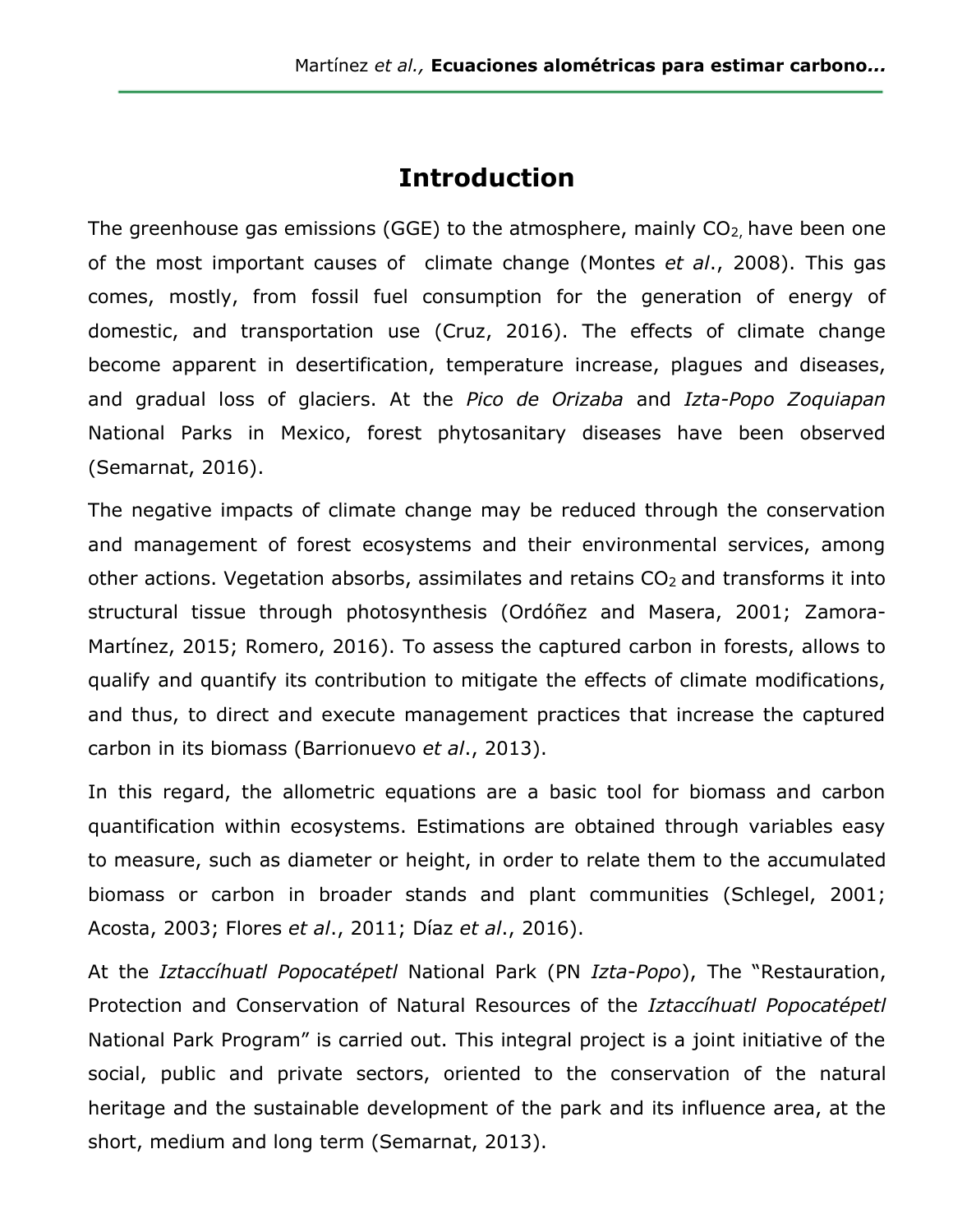# Introduction

The greenhouse gas emissions (GGE) to the atmosphere, mainly $CO_2$, have been one of the most important causes of climate change (Montes *et al*., 2008). This gas comes, mostly, from fossil fuel consumption for the generation of energy of domestic, and transportation use (Cruz, 2016). The effects of climate change become apparent in desertification, temperature increase, plagues and diseases, and gradual loss of glaciers. At the *Pico de Orizaba* and *Izta-Popo Zoquiapan* National Parks in Mexico, forest phytosanitary diseases have been observed (Semarnat, 2016).

The negative impacts of climate change may be reduced through the conservation and management of forest ecosystems and their environmental services, among other actions. Vegetation absorbs, assimilates and retains $CO_2$ and transforms it into structural tissue through photosynthesis (Ordóñez and Masera, 2001; Zamora-Martínez, 2015; Romero, 2016). To assess the captured carbon in forests, allows to qualify and quantify its contribution to mitigate the effects of climate modifications, and thus, to direct and execute management practices that increase the captured carbon in its biomass (Barrionuevo *et al*., 2013).

In this regard, the allometric equations are a basic tool for biomass and carbon quantification within ecosystems. Estimations are obtained through variables easy to measure, such as diameter or height, in order to relate them to the accumulated biomass or carbon in broader stands and plant communities (Schlegel, 2001; Acosta, 2003; Flores *et al*., 2011; Díaz *et al*., 2016).

At the *Iztaccíhuatl Popocatépetl* National Park (PN *Izta-Popo*), The "Restauration, Protection and Conservation of Natural Resources of the *Iztaccíhuatl Popocatépetl* National Park Program" is carried out. This integral project is a joint initiative of the social, public and private sectors, oriented to the conservation of the natural heritage and the sustainable development of the park and its influence area, at the short, medium and long term (Semarnat, 2013).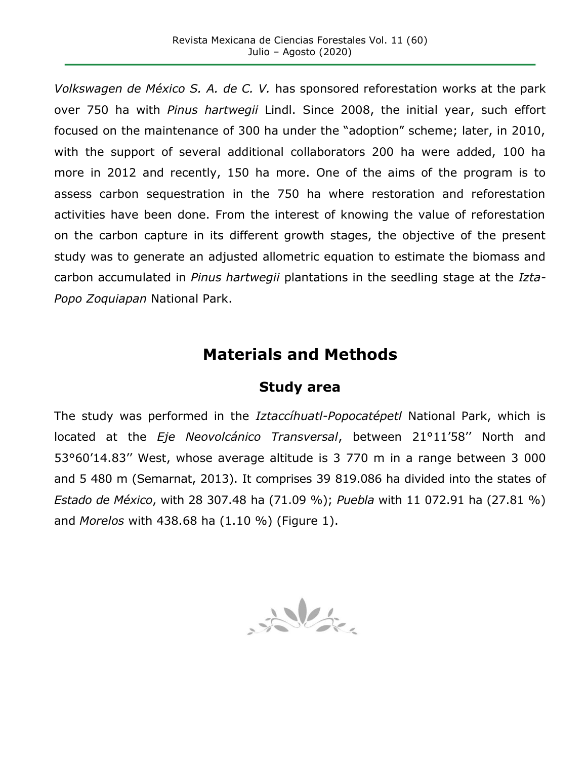*Volkswagen de México S. A. de C. V.* has sponsored reforestation works at the park over 750 ha with *Pinus hartwegii* Lindl. Since 2008, the initial year, such effort focused on the maintenance of 300 ha under the "adoption" scheme; later, in 2010, with the support of several additional collaborators 200 ha were added, 100 ha more in 2012 and recently, 150 ha more. One of the aims of the program is to assess carbon sequestration in the 750 ha where restoration and reforestation activities have been done. From the interest of knowing the value of reforestation on the carbon capture in its different growth stages, the objective of the present study was to generate an adjusted allometric equation to estimate the biomass and carbon accumulated in *Pinus hartwegii* plantations in the seedling stage at the *Izta-Popo Zoquiapan* National Park.

## Materials and Methods

### Study area

The study was performed in the *Iztaccíhuatl-Popocatépetl* National Park, which is located at the *Eje Neovolcánico Transversal*, between 21°11'58'' North and 53°60'14.83'' West, whose average altitude is 3 770 m in a range between 3 000 and 5 480 m (Semarnat, 2013). It comprises 39 819.086 ha divided into the states of *Estado de México*, with 28 307.48 ha (71.09 %); *Puebla* with 11 072.91 ha (27.81 %) and *Morelos* with 438.68 ha (1.10 %) (Figure 1).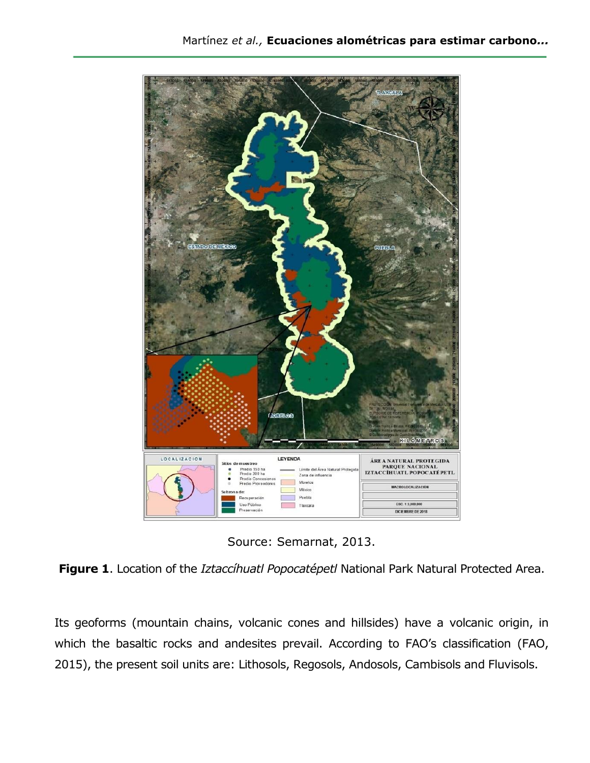Source: Semarnat, 2013.

**Figure 1**. Location of the *Iztaccíhuatl Popocatépetl* National Park Natural Protected Area.

Its geoforms (mountain chains, volcanic cones and hillsides) have a volcanic origin, in which the basaltic rocks and andesites prevail. According to FAO's classification (FAO, 2015), the present soil units are: Lithosols, Regosols, Andosols, Cambisols and Fluvisols.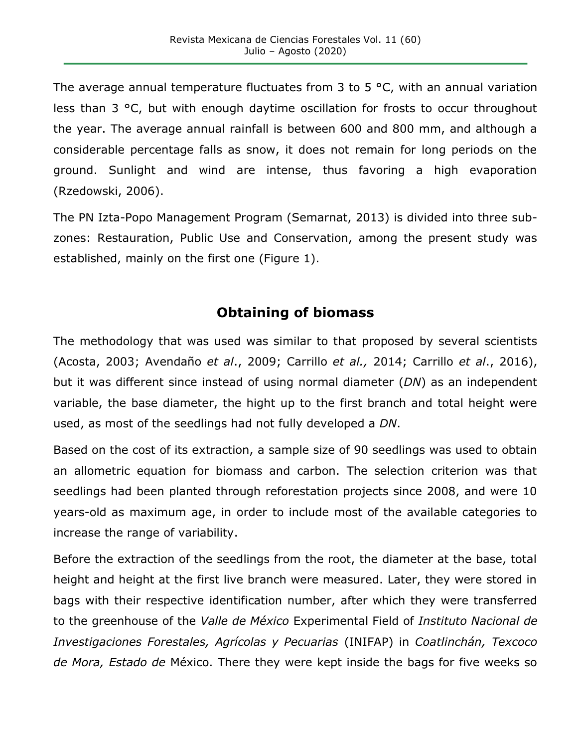The average annual temperature fluctuates from 3 to 5 °C, with an annual variation less than 3 °C, but with enough daytime oscillation for frosts to occur throughout the year. The average annual rainfall is between 600 and 800 mm, and although a considerable percentage falls as snow, it does not remain for long periods on the ground. Sunlight and wind are intense, thus favoring a high evaporation (Rzedowski, 2006).

The PN Izta-Popo Management Program (Semarnat, 2013) is divided into three sub-zones: Restauration, Public Use and Conservation, among the present study was established, mainly on the first one (Figure 1).

## Obtaining of biomass

The methodology that was used was similar to that proposed by several scientists (Acosta, 2003; Avendaño *et al*., 2009; Carrillo *et al.,* 2014; Carrillo *et al*., 2016), but it was different since instead of using normal diameter (*DN*) as an independent variable, the base diameter, the hight up to the first branch and total height were used, as most of the seedlings had not fully developed a *DN*.

Based on the cost of its extraction, a sample size of 90 seedlings was used to obtain an allometric equation for biomass and carbon. The selection criterion was that seedlings had been planted through reforestation projects since 2008, and were 10 years-old as maximum age, in order to include most of the available categories to increase the range of variability.

Before the extraction of the seedlings from the root, the diameter at the base, total height and height at the first live branch were measured. Later, they were stored in bags with their respective identification number, after which they were transferred to the greenhouse of the *Valle de México* Experimental Field of *Instituto Nacional de Investigaciones Forestales, Agrícolas y Pecuarias* (INIFAP) in *Coatlinchán, Texcoco de Mora, Estado de* México. There they were kept inside the bags for five weeks so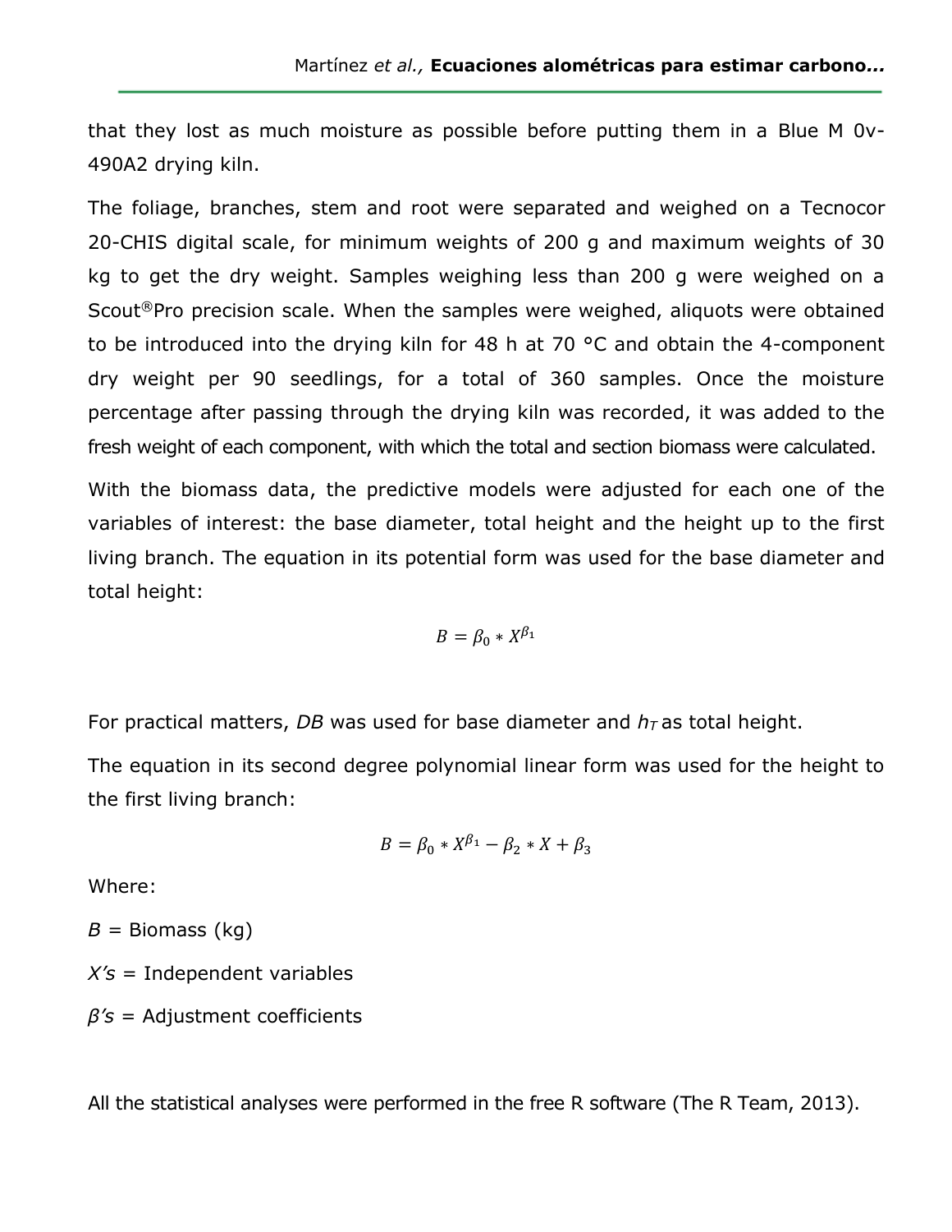that they lost as much moisture as possible before putting them in a Blue M 0v-490A2 drying kiln.

The foliage, branches, stem and root were separated and weighed on a Tecnocor 20-CHIS digital scale, for minimum weights of 200 g and maximum weights of 30 kg to get the dry weight. Samples weighing less than 200 g were weighed on a Scout®Pro precision scale. When the samples were weighed, aliquots were obtained to be introduced into the drying kiln for 48 h at 70 °C and obtain the 4-component dry weight per 90 seedlings, for a total of 360 samples. Once the moisture percentage after passing through the drying kiln was recorded, it was added to the fresh weight of each component, with which the total and section biomass were calculated.

With the biomass data, the predictive models were adjusted for each one of the variables of interest: the base diameter, total height and the height up to the first living branch. The equation in its potential form was used for the base diameter and total height:

$$B = \beta_0 * X^{\beta_1}$$

For practical matters, *DB* was used for base diameter and $h_T$ as total height.

The equation in its second degree polynomial linear form was used for the height to the first living branch:

$$B = \beta_0 * X^{\beta_1} - \beta_2 * X + \beta_3$$

Where:

*B* = Biomass (kg)

*X's* = Independent variables

*β's* = Adjustment coefficients

All the statistical analyses were performed in the free R software (The R Team, 2013).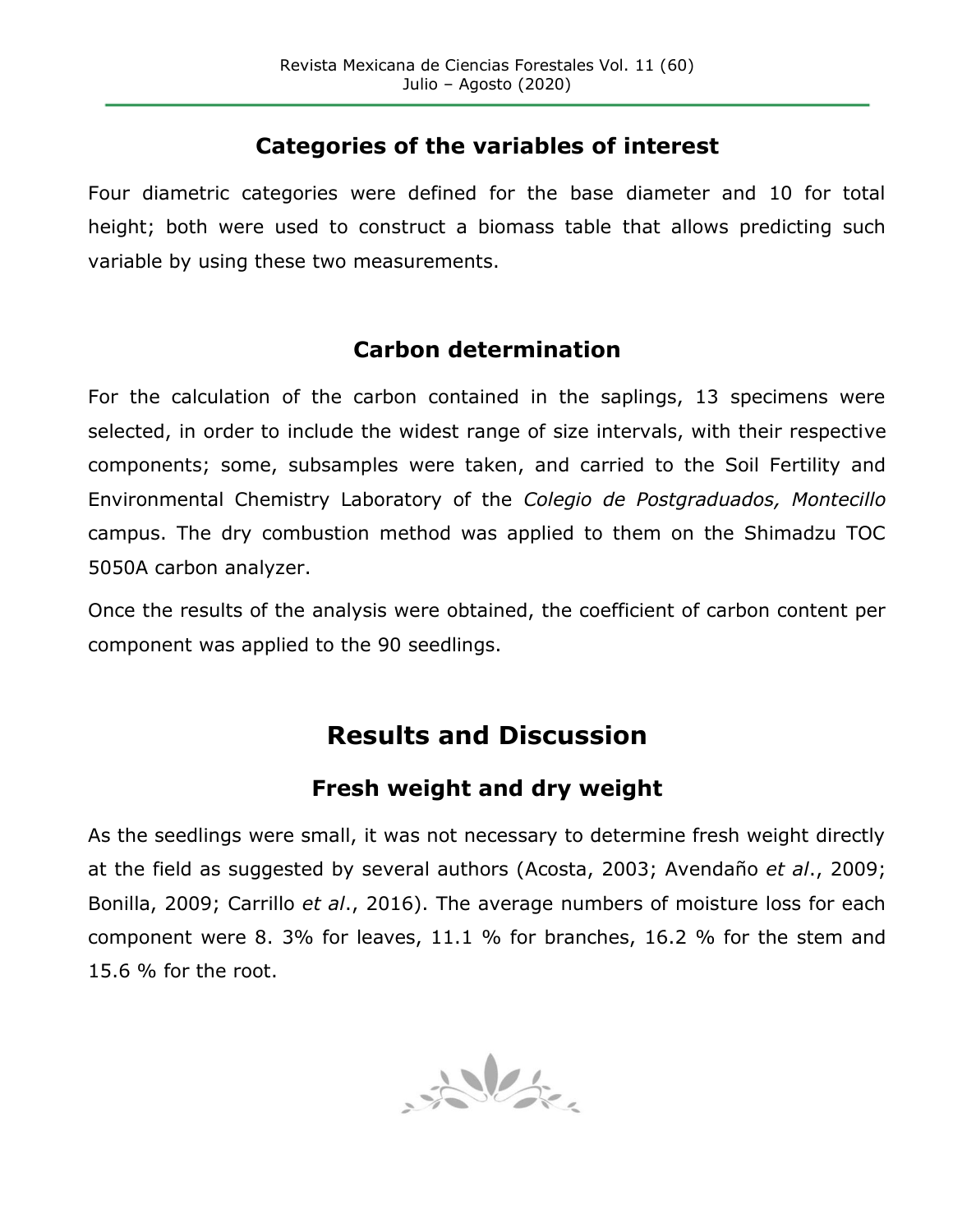## Categories of the variables of interest

Four diametric categories were defined for the base diameter and 10 for total height; both were used to construct a biomass table that allows predicting such variable by using these two measurements.

## Carbon determination

For the calculation of the carbon contained in the saplings, 13 specimens were selected, in order to include the widest range of size intervals, with their respective components; some, subsamples were taken, and carried to the Soil Fertility and Environmental Chemistry Laboratory of the *Colegio de Postgraduados, Montecillo* campus. The dry combustion method was applied to them on the Shimadzu TOC 5050A carbon analyzer.

Once the results of the analysis were obtained, the coefficient of carbon content per component was applied to the 90 seedlings.

# Results and Discussion

## Fresh weight and dry weight

As the seedlings were small, it was not necessary to determine fresh weight directly at the field as suggested by several authors (Acosta, 2003; Avendaño *et al*., 2009; Bonilla, 2009; Carrillo *et al*., 2016). The average numbers of moisture loss for each component were 8. 3% for leaves, 11.1 % for branches, 16.2 % for the stem and 15.6 % for the root.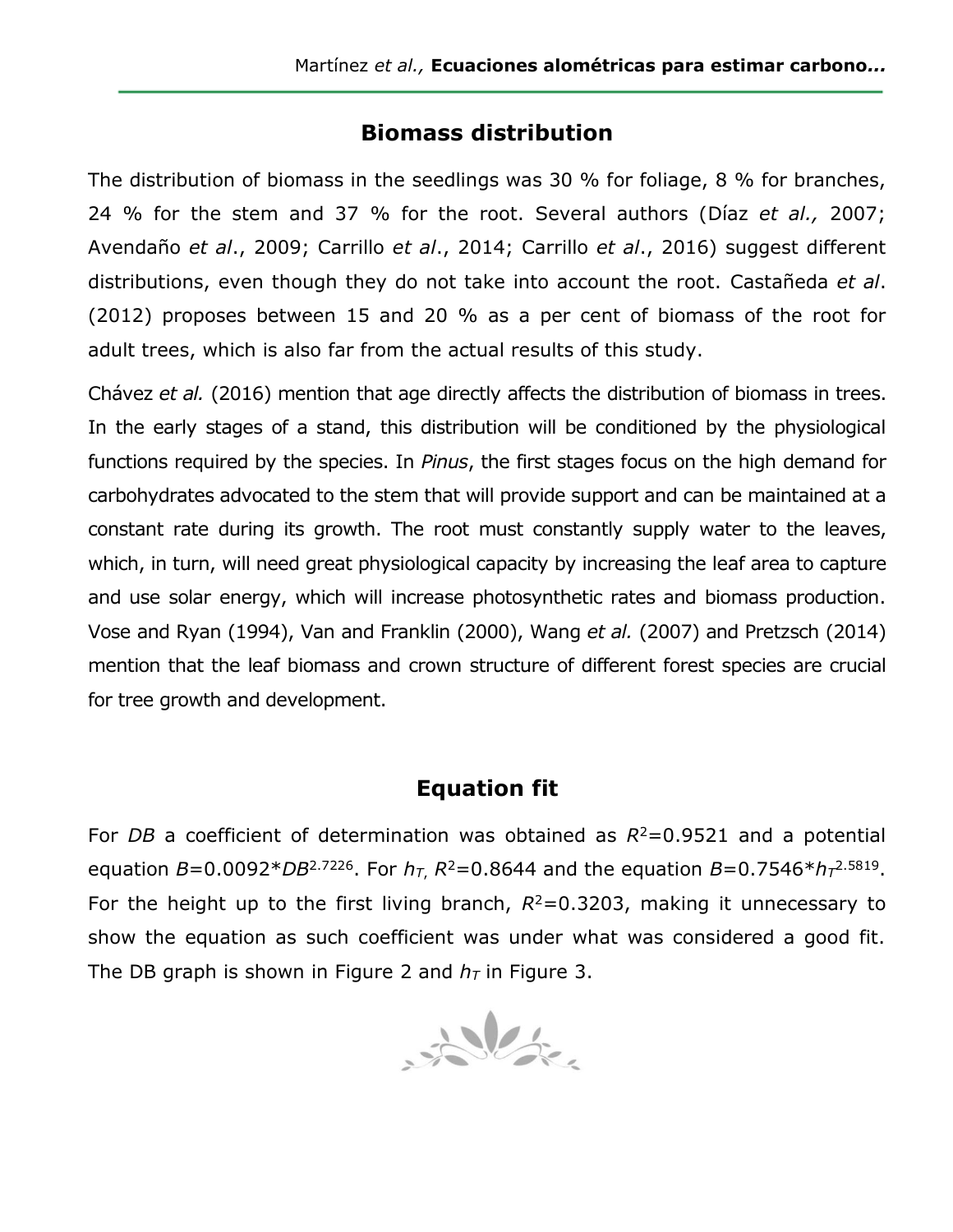## Biomass distribution

The distribution of biomass in the seedlings was 30 % for foliage, 8 % for branches, 24 % for the stem and 37 % for the root. Several authors (Díaz *et al.,* 2007; Avendaño *et al*., 2009; Carrillo *et al*., 2014; Carrillo *et al*., 2016) suggest different distributions, even though they do not take into account the root. Castañeda *et al*. (2012) proposes between 15 and 20 % as a per cent of biomass of the root for adult trees, which is also far from the actual results of this study.

Chávez *et al.* (2016) mention that age directly affects the distribution of biomass in trees. In the early stages of a stand, this distribution will be conditioned by the physiological functions required by the species. In *Pinus*, the first stages focus on the high demand for carbohydrates advocated to the stem that will provide support and can be maintained at a constant rate during its growth. The root must constantly supply water to the leaves, which, in turn, will need great physiological capacity by increasing the leaf area to capture and use solar energy, which will increase photosynthetic rates and biomass production. Vose and Ryan (1994), Van and Franklin (2000), Wang *et al.* (2007) and Pretzsch (2014) mention that the leaf biomass and crown structure of different forest species are crucial for tree growth and development.

## Equation fit

For *DB* a coefficient of determination was obtained as $R^2$=0.9521 and a potential equation $B=0.0092*DB^{2.7226}$. For $h_T$, $R^2$=0.8644 and the equation $B=0.7546*h_T^{2.5819}$. For the height up to the first living branch, $R^2$=0.3203, making it unnecessary to show the equation as such coefficient was under what was considered a good fit. The DB graph is shown in Figure 2 and $h_T$ in Figure 3.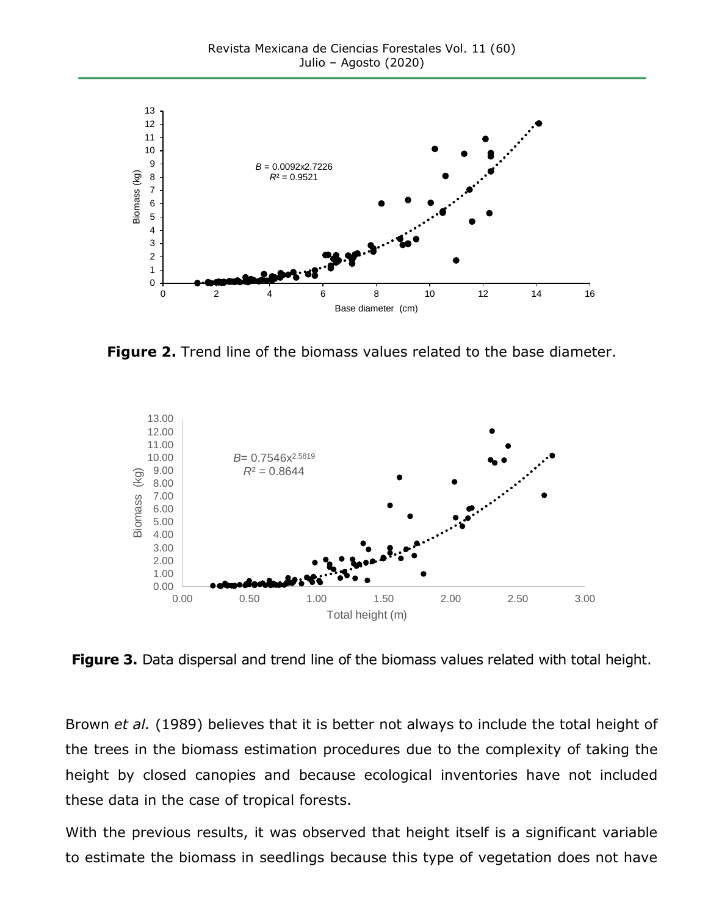**Figure 2.** Trend line of the biomass values related to the base diameter.

**Figure 3.** Data dispersal and trend line of the biomass values related with total height.

Brown *et al.* (1989) believes that it is better not always to include the total height of the trees in the biomass estimation procedures due to the complexity of taking the height by closed canopies and because ecological inventories have not included these data in the case of tropical forests.

With the previous results, it was observed that height itself is a significant variable to estimate the biomass in seedlings because this type of vegetation does not have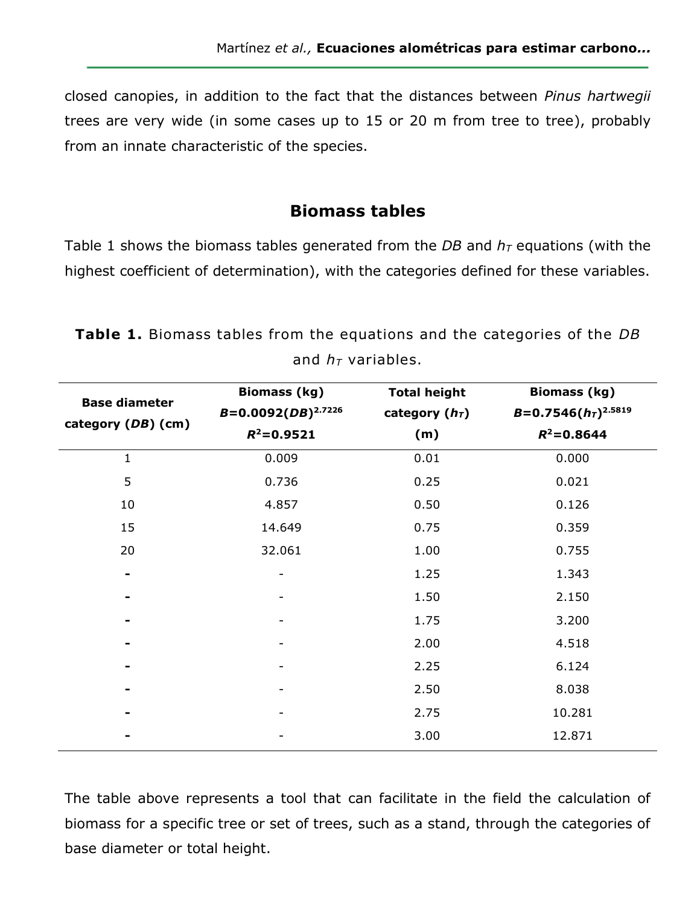closed canopies, in addition to the fact that the distances between *Pinus hartwegii* trees are very wide (in some cases up to 15 or 20 m from tree to tree), probably from an innate characteristic of the species.

## Biomass tables

Table 1 shows the biomass tables generated from the *DB* and $h_T$ equations (with the highest coefficient of determination), with the categories defined for these variables.

**Table 1.** Biomass tables from the equations and the categories of the *DB* and $h_T$ variables.

| Base diameter category (*DB*) (cm) | Biomass (kg) $B=0.0092(DB)^{2.7226}$ $R^2=0.9521$ | Total height category ($h_T$) (m) | Biomass (kg) $B=0.7546(h_T)^{2.5819}$ $R^2=0.8644$ |
|---|---|---|---|
| 1 | 0.009 | 0.01 | 0.000 |
| 5 | 0.736 | 0.25 | 0.021 |
| 10 | 4.857 | 0.50 | 0.126 |
| 15 | 14.649 | 0.75 | 0.359 |
| 20 | 32.061 | 1.00 | 0.755 |
| - | - | 1.25 | 1.343 |
| - | - | 1.50 | 2.150 |
| - | - | 1.75 | 3.200 |
| - | - | 2.00 | 4.518 |
| - | - | 2.25 | 6.124 |
| - | - | 2.50 | 8.038 |
| - | - | 2.75 | 10.281 |
| - | - | 3.00 | 12.871 |

The table above represents a tool that can facilitate in the field the calculation of biomass for a specific tree or set of trees, such as a stand, through the categories of base diameter or total height.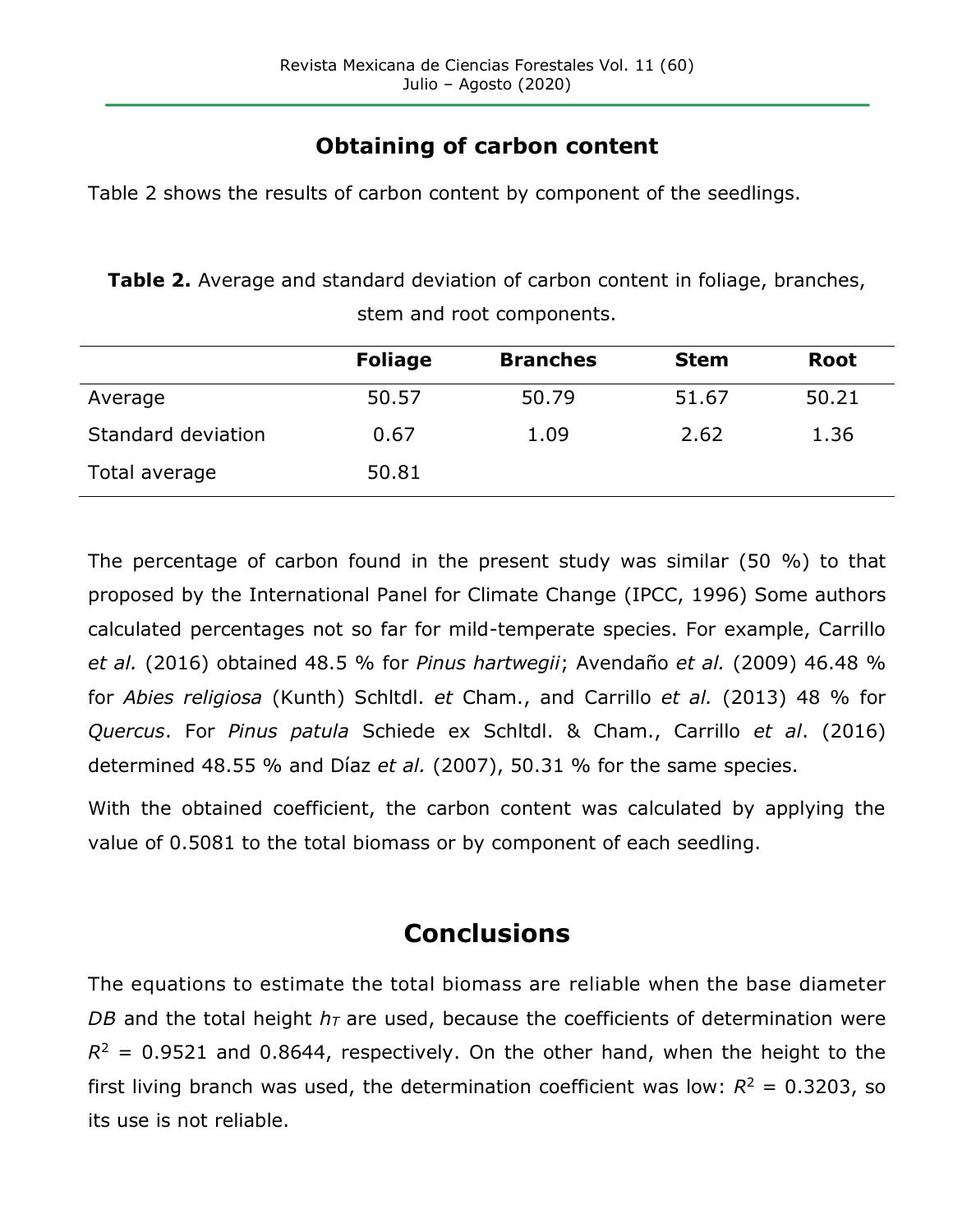## Obtaining of carbon content

Table 2 shows the results of carbon content by component of the seedlings.

**Table 2.** Average and standard deviation of carbon content in foliage, branches, stem and root components.

| | **Foliage** | **Branches** | **Stem** | **Root** |
|---|---|---|---|---|
| Average | 50.57 | 50.79 | 51.67 | 50.21 |
| Standard deviation | 0.67 | 1.09 | 2.62 | 1.36 |
| Total average | 50.81 | | | |

The percentage of carbon found in the present study was similar (50 %) to that proposed by the International Panel for Climate Change (IPCC, 1996) Some authors calculated percentages not so far for mild-temperate species. For example, Carrillo *et al.* (2016) obtained 48.5 % for *Pinus hartwegii*; Avendaño *et al.* (2009) 46.48 % for *Abies religiosa* (Kunth) Schltdl. *et* Cham., and Carrillo *et al.* (2013) 48 % for *Quercus*. For *Pinus patula* Schiede ex Schltdl. & Cham., Carrillo *et al*. (2016) determined 48.55 % and Díaz *et al.* (2007), 50.31 % for the same species.

With the obtained coefficient, the carbon content was calculated by applying the value of 0.5081 to the total biomass or by component of each seedling.

# Conclusions

The equations to estimate the total biomass are reliable when the base diameter *DB* and the total height $h_T$ are used, because the coefficients of determination were $R^2$ = 0.9521 and 0.8644, respectively. On the other hand, when the height to the first living branch was used, the determination coefficient was low: $R^2$ = 0.3203, so its use is not reliable.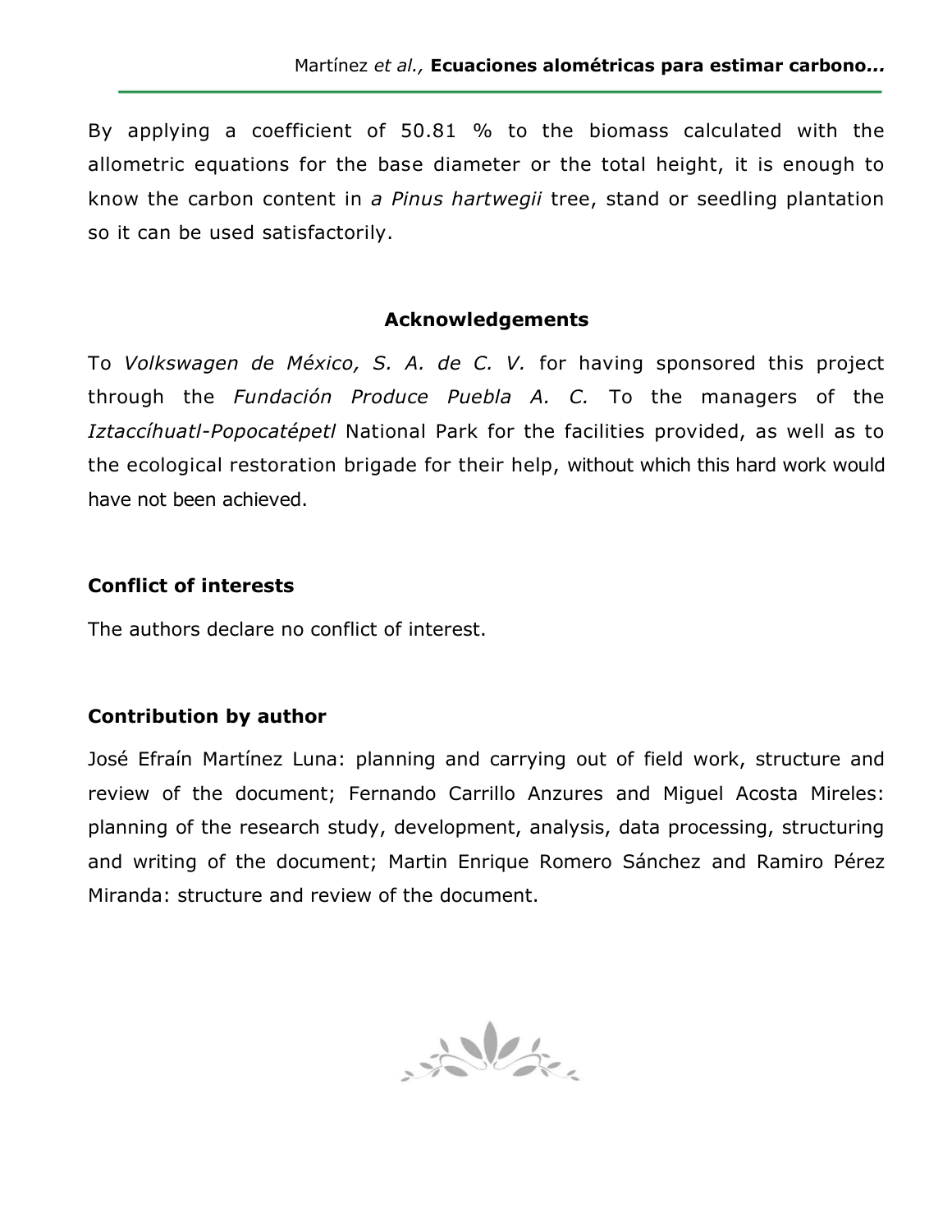By applying a coefficient of 50.81 % to the biomass calculated with the allometric equations for the base diameter or the total height, it is enough to know the carbon content in *a Pinus hartwegii* tree, stand or seedling plantation so it can be used satisfactorily.

## Acknowledgements

To *Volkswagen de México, S. A. de C. V.* for having sponsored this project through the *Fundación Produce Puebla A. C.* To the managers of the *Iztaccíhuatl-Popocatépetl* National Park for the facilities provided, as well as to the ecological restoration brigade for their help, without which this hard work would have not been achieved.

### Conflict of interests

The authors declare no conflict of interest.

### Contribution by author

José Efraín Martínez Luna: planning and carrying out of field work, structure and review of the document; Fernando Carrillo Anzures and Miguel Acosta Mireles: planning of the research study, development, analysis, data processing, structuring and writing of the document; Martin Enrique Romero Sánchez and Ramiro Pérez Miranda: structure and review of the document.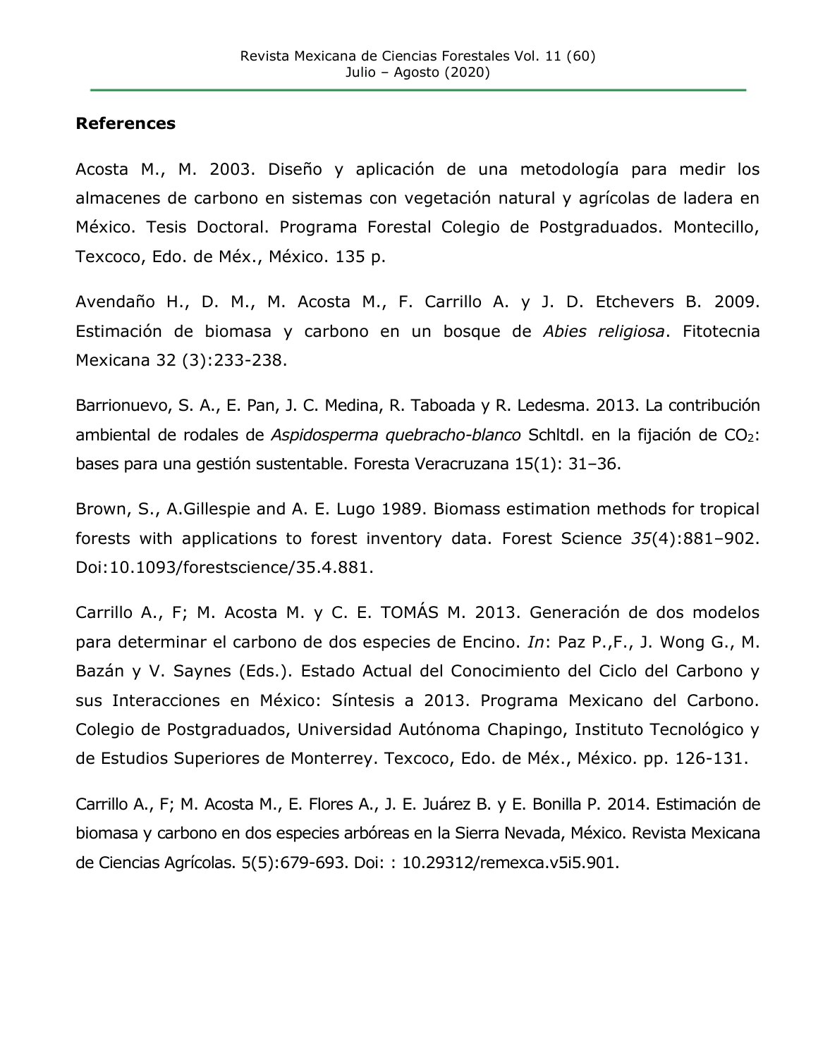## References

Acosta M., M. 2003. Diseño y aplicación de una metodología para medir los almacenes de carbono en sistemas con vegetación natural y agrícolas de ladera en México. Tesis Doctoral. Programa Forestal Colegio de Postgraduados. Montecillo, Texcoco, Edo. de Méx., México. 135 p.

Avendaño H., D. M., M. Acosta M., F. Carrillo A. y J. D. Etchevers B. 2009. Estimación de biomasa y carbono en un bosque de *Abies religiosa*. Fitotecnia Mexicana 32 (3):233-238.

Barrionuevo, S. A., E. Pan, J. C. Medina, R. Taboada y R. Ledesma. 2013. La contribución ambiental de rodales de *Aspidosperma quebracho-blanco* Schltdl. en la fijación de $CO_2$: bases para una gestión sustentable. Foresta Veracruzana 15(1): 31–36.

Brown, S., A.Gillespie and A. E. Lugo 1989. Biomass estimation methods for tropical forests with applications to forest inventory data. Forest Science *35*(4):881–902. Doi:10.1093/forestscience/35.4.881.

Carrillo A., F; M. Acosta M. y C. E. TOMÁS M. 2013. Generación de dos modelos para determinar el carbono de dos especies de Encino. *In*: Paz P.,F., J. Wong G., M. Bazán y V. Saynes (Eds.). Estado Actual del Conocimiento del Ciclo del Carbono y sus Interacciones en México: Síntesis a 2013. Programa Mexicano del Carbono. Colegio de Postgraduados, Universidad Autónoma Chapingo, Instituto Tecnológico y de Estudios Superiores de Monterrey. Texcoco, Edo. de Méx., México. pp. 126-131.

Carrillo A., F; M. Acosta M., E. Flores A., J. E. Juárez B. y E. Bonilla P. 2014. Estimación de biomasa y carbono en dos especies arbóreas en la Sierra Nevada, México. Revista Mexicana de Ciencias Agrícolas. 5(5):679-693. Doi: : 10.29312/remexca.v5i5.901.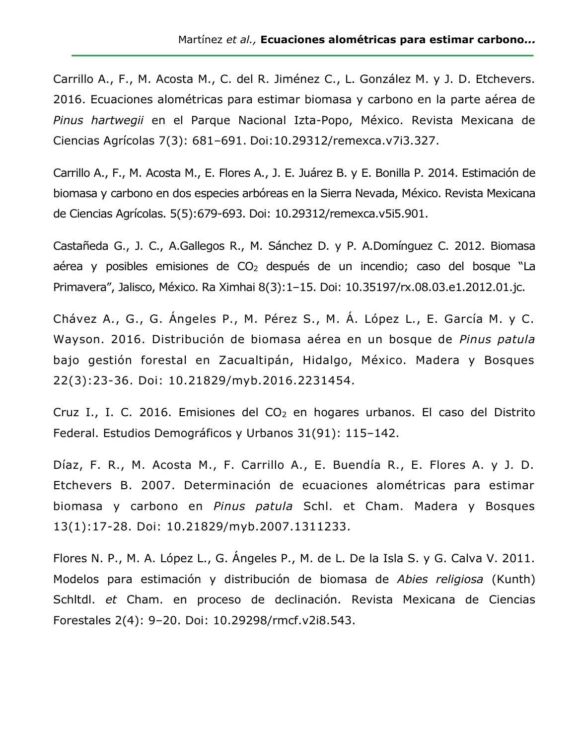Carrillo A., F., M. Acosta M., C. del R. Jiménez C., L. González M. y J. D. Etchevers. 2016. Ecuaciones alométricas para estimar biomasa y carbono en la parte aérea de *Pinus hartwegii* en el Parque Nacional Izta-Popo, México. Revista Mexicana de Ciencias Agrícolas 7(3): 681–691. Doi:10.29312/remexca.v7i3.327.

Carrillo A., F., M. Acosta M., E. Flores A., J. E. Juárez B. y E. Bonilla P. 2014. Estimación de biomasa y carbono en dos especies arbóreas en la Sierra Nevada, México. Revista Mexicana de Ciencias Agrícolas. 5(5):679-693. Doi: 10.29312/remexca.v5i5.901.

Castañeda G., J. C., A.Gallegos R., M. Sánchez D. y P. A.Domínguez C. 2012. Biomasa aérea y posibles emisiones de $CO_2$ después de un incendio; caso del bosque "La Primavera", Jalisco, México. Ra Ximhai 8(3):1–15. Doi: 10.35197/rx.08.03.e1.2012.01.jc.

Chávez A., G., G. Ángeles P., M. Pérez S., M. Á. López L., E. García M. y C. Wayson. 2016. Distribución de biomasa aérea en un bosque de *Pinus patula* bajo gestión forestal en Zacualtipán, Hidalgo, México. Madera y Bosques 22(3):23-36. Doi: 10.21829/myb.2016.2231454.

Cruz I., I. C. 2016. Emisiones del $CO_2$ en hogares urbanos. El caso del Distrito Federal. Estudios Demográficos y Urbanos 31(91): 115–142.

Díaz, F. R., M. Acosta M., F. Carrillo A., E. Buendía R., E. Flores A. y J. D. Etchevers B. 2007. Determinación de ecuaciones alométricas para estimar biomasa y carbono en *Pinus patula* Schl. et Cham. Madera y Bosques 13(1):17-28. Doi: 10.21829/myb.2007.1311233.

Flores N. P., M. A. López L., G. Ángeles P., M. de L. De la Isla S. y G. Calva V. 2011. Modelos para estimación y distribución de biomasa de *Abies religiosa* (Kunth) Schltdl. *et* Cham. en proceso de declinación. Revista Mexicana de Ciencias Forestales 2(4): 9–20. Doi: 10.29298/rmcf.v2i8.543.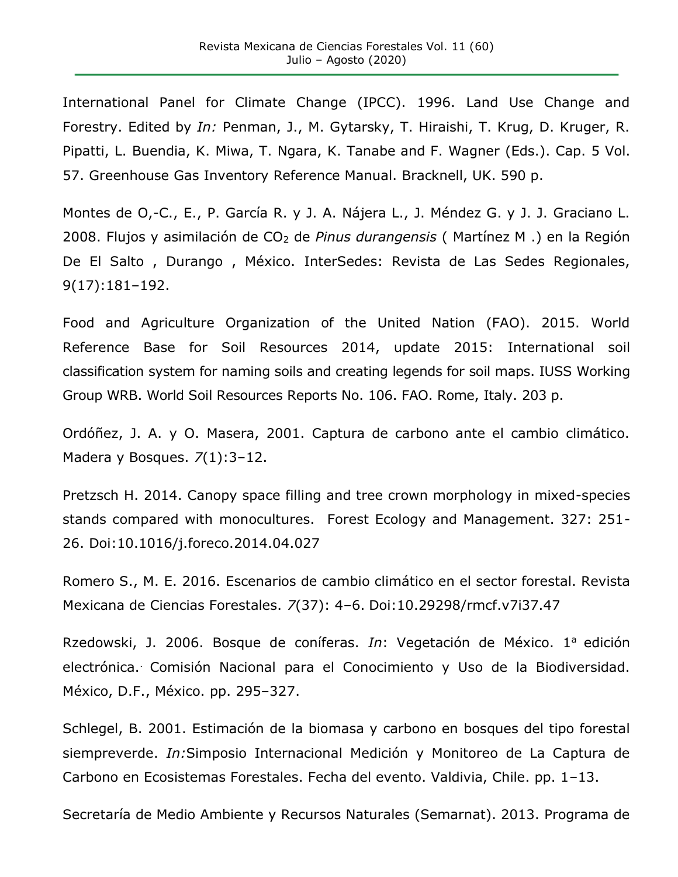International Panel for Climate Change (IPCC). 1996. Land Use Change and Forestry. Edited by *In:* Penman, J., M. Gytarsky, T. Hiraishi, T. Krug, D. Kruger, R. Pipatti, L. Buendia, K. Miwa, T. Ngara, K. Tanabe and F. Wagner (Eds.). Cap. 5 Vol. 57. Greenhouse Gas Inventory Reference Manual. Bracknell, UK. 590 p.

Montes de O,-C., E., P. García R. y J. A. Nájera L., J. Méndez G. y J. J. Graciano L. 2008. Flujos y asimilación de $CO_2$ de *Pinus durangensis* ( Martínez M .) en la Región De El Salto , Durango , México. InterSedes: Revista de Las Sedes Regionales, 9(17):181–192.

Food and Agriculture Organization of the United Nation (FAO). 2015. World Reference Base for Soil Resources 2014, update 2015: International soil classification system for naming soils and creating legends for soil maps. IUSS Working Group WRB. World Soil Resources Reports No. 106. FAO. Rome, Italy. 203 p.

Ordóñez, J. A. y O. Masera, 2001. Captura de carbono ante el cambio climático. Madera y Bosques. *7*(1):3–12.

Pretzsch H. 2014. Canopy space filling and tree crown morphology in mixed-species stands compared with monocultures. Forest Ecology and Management. 327: 251-26. Doi:10.1016/j.foreco.2014.04.027

Romero S., M. E. 2016. Escenarios de cambio climático en el sector forestal. Revista Mexicana de Ciencias Forestales. *7*(37): 4–6. Doi:10.29298/rmcf.v7i37.47

Rzedowski, J. 2006. Bosque de coníferas. *In*: Vegetación de México. 1ª edición electrónica.· Comisión Nacional para el Conocimiento y Uso de la Biodiversidad. México, D.F., México. pp. 295–327.

Schlegel, B. 2001. Estimación de la biomasa y carbono en bosques del tipo forestal siempreverde. *In:*Simposio Internacional Medición y Monitoreo de La Captura de Carbono en Ecosistemas Forestales. Fecha del evento. Valdivia, Chile. pp. 1–13.

Secretaría de Medio Ambiente y Recursos Naturales (Semarnat). 2013. Programa de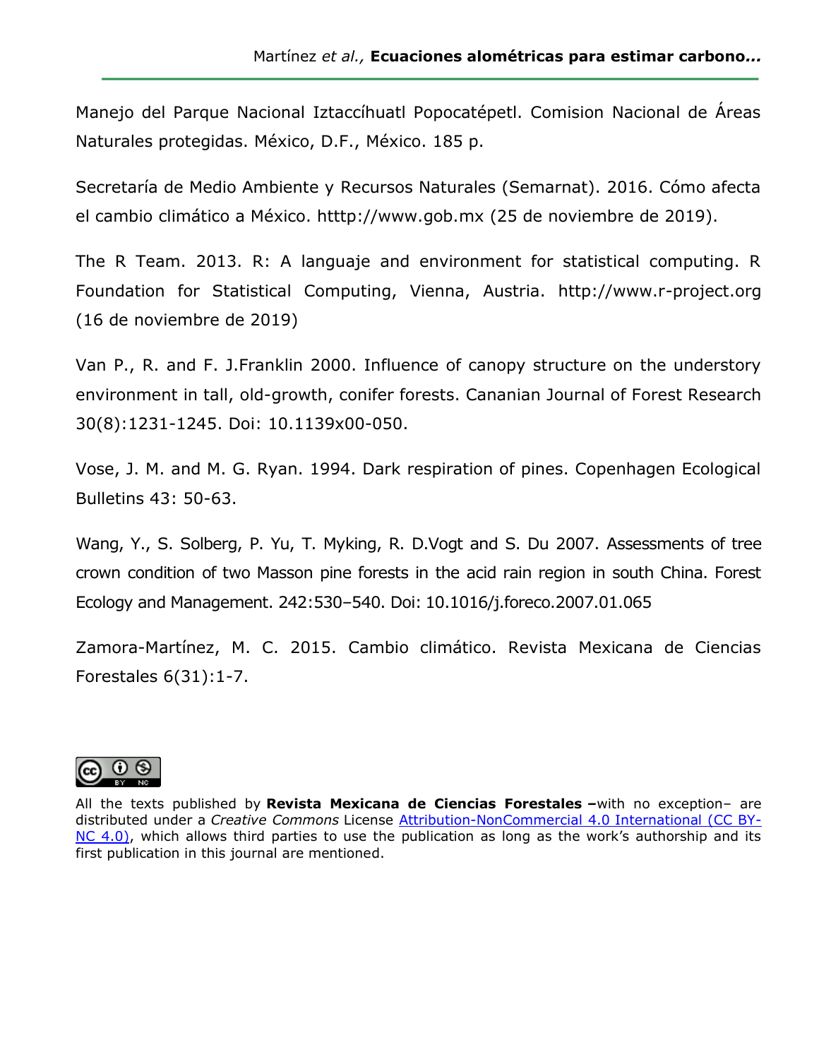Manejo del Parque Nacional Iztaccíhuatl Popocatépetl. Comision Nacional de Áreas Naturales protegidas. México, D.F., México. 185 p.

Secretaría de Medio Ambiente y Recursos Naturales (Semarnat). 2016. Cómo afecta el cambio climático a México. htttp://www.gob.mx (25 de noviembre de 2019).

The R Team. 2013. R: A languaje and environment for statistical computing. R Foundation for Statistical Computing, Vienna, Austria. http://www.r-project.org (16 de noviembre de 2019)

Van P., R. and F. J.Franklin 2000. Influence of canopy structure on the understory environment in tall, old-growth, conifer forests. Cananian Journal of Forest Research 30(8):1231-1245. Doi: 10.1139x00-050.

Vose, J. M. and M. G. Ryan. 1994. Dark respiration of pines. Copenhagen Ecological Bulletins 43: 50-63.

Wang, Y., S. Solberg, P. Yu, T. Myking, R. D.Vogt and S. Du 2007. Assessments of tree crown condition of two Masson pine forests in the acid rain region in south China. Forest Ecology and Management. 242:530–540. Doi: 10.1016/j.foreco.2007.01.065

Zamora-Martínez, M. C. 2015. Cambio climático. Revista Mexicana de Ciencias Forestales 6(31):1-7.

All the texts published by **Revista Mexicana de Ciencias Forestales –**with no exception– are distributed under a *Creative Commons* License Attribution-NonCommercial 4.0 International (CC BY-NC 4.0), which allows third parties to use the publication as long as the work's authorship and its first publication in this journal are mentioned.